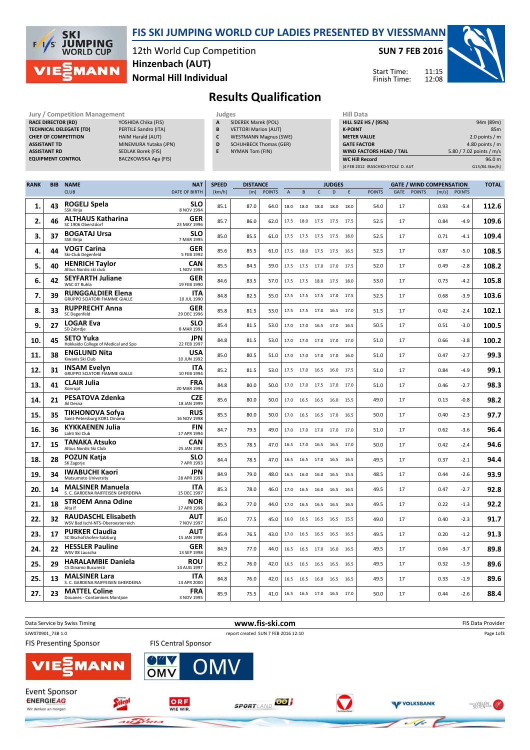# FIS SKI JUMPING WORLD CUP LADIES PRESENTED BY VIESSMANN

12th World Cup Competition
Hinzenbach (AUT)
Normal Hill Individual

SUN 7 FEB 2016

Start Time: 11:15
Finish Time: 12:08

## Results Qualification

| Jury / Competition Management | |
|---|---|
| RACE DIRECTOR (RD) | YOSHIDA Chika (FIS) |
| TECHNICAL DELEGATE (TD) | PERTILE Sandro (ITA) |
| CHIEF OF COMPETITION | HAIM Harald (AUT) |
| ASSISTANT TD | MINEMURA Yutaka (JPN) |
| ASSISTANT RD | SEDLAK Borek (FIS) |
| EQUIPMENT CONTROL | BACZKOWSKA Aga (FIS) |

| Judges | |
|---|---|
| A | SIDEREK Marek (POL) |
| B | VETTORI Marion (AUT) |
| C | WESTMANN Magnus (SWE) |
| D | SCHUHBECK Thomas (GER) |
| E | NYMAN Tom (FIN) |

| Hill Data | |
|---|---|
| HILL SIZE HS / (95%) | 94m (89m) |
| K-POINT | 85m |
| METER VALUE | 2.0 points / m |
| GATE FACTOR | 4.80 points / m |
| WIND FACTORS HEAD / TAIL | 5.80 / 7.02 points / m/s |
| WC Hill Record | 96.0 m |
| (4 FEB 2012 IRASCHKO-STOLZ D. AUT | G13/84.3km/h) |

| RANK | BIB | NAME / CLUB | NAT / DATE OF BIRTH | SPEED [km/h] | DISTANCE [m] | DISTANCE POINTS | A | B | C | D | E | JUDGES POINTS | GATE | GATE POINTS | WIND [m/s] | WIND POINTS | TOTAL |
|---|---|---|---|---|---|---|---|---|---|---|---|---|---|---|---|---|---|
| 1. | 43 | ROGELJ Spela / SSK Ilirija | SLO / 8 NOV 1994 | 85.1 | 87.0 | 64.0 | 18.0 | 18.0 | 18.0 | 18.0 | 18.0 | 54.0 | 17 | | 0.93 | -5.4 | 112.6 |
| 2. | 46 | ALTHAUS Katharina / SC 1906 Oberstdorf | GER / 23 MAY 1996 | 85.7 | 86.0 | 62.0 | 17.5 | 18.0 | 17.5 | 17.5 | 17.5 | 52.5 | 17 | | 0.84 | -4.9 | 109.6 |
| 3. | 37 | BOGATAJ Ursa / SSK Ilirija | SLO / 7 MAR 1995 | 85.0 | 85.5 | 61.0 | 17.5 | 17.5 | 17.5 | 17.5 | 18.0 | 52.5 | 17 | | 0.71 | -4.1 | 109.4 |
| 4. | 44 | VOGT Carina / Ski-Club Degenfeld | GER / 5 FEB 1992 | 85.6 | 85.5 | 61.0 | 17.5 | 18.0 | 17.5 | 17.5 | 16.5 | 52.5 | 17 | | 0.87 | -5.0 | 108.5 |
| 5. | 40 | HENRICH Taylor / Altius Nordic ski club | CAN / 1 NOV 1995 | 85.5 | 84.5 | 59.0 | 17.5 | 17.5 | 17.0 | 17.0 | 17.5 | 52.0 | 17 | | 0.49 | -2.8 | 108.2 |
| 6. | 42 | SEYFARTH Juliane / WSC 07 Ruhla | GER / 19 FEB 1990 | 84.6 | 83.5 | 57.0 | 17.5 | 17.5 | 18.0 | 17.5 | 18.0 | 53.0 | 17 | | 0.73 | -4.2 | 105.8 |
| 7. | 39 | RUNGGALDIER Elena / GRUPPO SCIATORI FIAMME GIALLE | ITA / 10 JUL 1990 | 84.8 | 82.5 | 55.0 | 17.5 | 17.5 | 17.5 | 17.0 | 17.5 | 52.5 | 17 | | 0.68 | -3.9 | 103.6 |
| 8. | 33 | RUPPRECHT Anna / SC Degenfeld | GER / 29 DEC 1996 | 85.8 | 81.5 | 53.0 | 17.5 | 17.5 | 17.0 | 16.5 | 17.0 | 51.5 | 17 | | 0.42 | -2.4 | 102.1 |
| 9. | 27 | LOGAR Eva / SD Zabrdje | SLO / 8 MAR 1991 | 85.4 | 81.5 | 53.0 | 17.0 | 17.0 | 16.5 | 17.0 | 16.5 | 50.5 | 17 | | 0.51 | -3.0 | 100.5 |
| 10. | 45 | SETO Yuka / Hokkaido College of Medical and Spo | JPN / 22 FEB 1997 | 84.8 | 81.5 | 53.0 | 17.0 | 17.0 | 17.0 | 17.0 | 17.0 | 51.0 | 17 | | 0.66 | -3.8 | 100.2 |
| 11. | 38 | ENGLUND Nita / Kiwanis Ski Club | USA / 10 JUN 1992 | 85.0 | 80.5 | 51.0 | 17.0 | 17.0 | 17.0 | 17.0 | 16.0 | 51.0 | 17 | | 0.47 | -2.7 | 99.3 |
| 12. | 31 | INSAM Evelyn / GRUPPO SCIATORI FIAMME GIALLE | ITA / 10 FEB 1994 | 85.2 | 81.5 | 53.0 | 17.5 | 17.0 | 16.5 | 16.0 | 17.5 | 51.0 | 17 | | 0.84 | -4.9 | 99.1 |
| 13. | 41 | CLAIR Julia / Xonrupt | FRA / 20 MAR 1994 | 84.8 | 80.0 | 50.0 | 17.0 | 17.0 | 17.5 | 17.0 | 17.0 | 51.0 | 17 | | 0.46 | -2.7 | 98.3 |
| 14. | 21 | PESATOVA Zdenka / Jkl Desna | CZE / 18 JAN 1999 | 85.6 | 80.0 | 50.0 | 17.0 | 16.5 | 16.5 | 16.0 | 15.5 | 49.0 | 17 | | 0.13 | -0.8 | 98.2 |
| 15. | 35 | TIKHONOVA Sofya / Saint-Petersburg KOR1 Dinamo | RUS / 16 NOV 1998 | 85.5 | 80.0 | 50.0 | 17.0 | 16.5 | 16.5 | 17.0 | 16.5 | 50.0 | 17 | | 0.40 | -2.3 | 97.7 |
| 16. | 36 | KYKKAENEN Julia / Lahti Ski Club | FIN / 17 APR 1994 | 84.7 | 79.5 | 49.0 | 17.0 | 17.0 | 17.0 | 17.0 | 17.0 | 51.0 | 17 | | 0.62 | -3.6 | 96.4 |
| 17. | 15 | TANAKA Atsuko / Altius Nordic Ski Club | CAN / 25 JAN 1992 | 85.5 | 78.5 | 47.0 | 16.5 | 17.0 | 16.5 | 16.5 | 17.0 | 50.0 | 17 | | 0.42 | -2.4 | 94.6 |
| 18. | 28 | POZUN Katja / SK Zagorje | SLO / 7 APR 1993 | 84.4 | 78.5 | 47.0 | 16.5 | 16.5 | 17.0 | 16.5 | 16.5 | 49.5 | 17 | | 0.37 | -2.1 | 94.4 |
| 19. | 34 | IWABUCHI Kaori / Matsumoto University | JPN / 28 APR 1993 | 84.9 | 79.0 | 48.0 | 16.5 | 16.0 | 16.0 | 16.5 | 15.5 | 48.5 | 17 | | 0.44 | -2.6 | 93.9 |
| 20. | 14 | MALSINER Manuela / S. C. GARDENA RAIFFEISEN GHERDEINA | ITA / 15 DEC 1997 | 85.3 | 78.0 | 46.0 | 17.0 | 16.5 | 16.0 | 16.5 | 16.5 | 49.5 | 17 | | 0.47 | -2.7 | 92.8 |
| 21. | 18 | STROEM Anna Odine / Alta If | NOR / 17 APR 1998 | 86.3 | 77.0 | 44.0 | 17.0 | 16.5 | 16.5 | 16.5 | 16.5 | 49.5 | 17 | | 0.22 | -1.3 | 92.2 |
| 22. | 32 | RAUDASCHL Elisabeth / WSV Bad Ischl-NTS-Oberoesterreich | AUT / 7 NOV 1997 | 85.0 | 77.5 | 45.0 | 16.0 | 16.5 | 16.5 | 16.5 | 15.5 | 49.0 | 17 | | 0.40 | -2.3 | 91.7 |
| 23. | 17 | PURKER Claudia / SC Bischofshofen-Salzburg | AUT / 15 JAN 1999 | 85.4 | 76.5 | 43.0 | 17.0 | 16.5 | 16.5 | 16.5 | 16.5 | 49.5 | 17 | | 0.20 | -1.2 | 91.3 |
| 24. | 22 | HESSLER Pauline / WSV 08 Lauscha | GER / 13 SEP 1998 | 84.9 | 77.0 | 44.0 | 16.5 | 16.5 | 17.0 | 16.0 | 16.5 | 49.5 | 17 | | 0.64 | -3.7 | 89.8 |
| 25. | 29 | HARALAMBIE Daniela / CS Dinamo Bucuresti | ROU / 14 AUG 1997 | 85.2 | 76.0 | 42.0 | 16.5 | 16.5 | 16.5 | 16.5 | 16.5 | 49.5 | 17 | | 0.32 | -1.9 | 89.6 |
| 25. | 13 | MALSINER Lara / S. C. GARDENA RAIFFEISEN GHERDEINA | ITA / 14 APR 2000 | 84.8 | 76.0 | 42.0 | 16.5 | 16.5 | 16.0 | 16.5 | 16.5 | 49.5 | 17 | | 0.33 | -1.9 | 89.6 |
| 27. | 23 | MATTEL Coline / Douanes - Contamines Montjoie | FRA / 3 NOV 1995 | 85.9 | 75.5 | 41.0 | 16.5 | 16.5 | 17.0 | 16.5 | 17.0 | 50.0 | 17 | | 0.44 | -2.6 | 88.4 |

Data Service by Swiss Timing | www.fis-ski.com | FIS Data Provider

SJW070901_73B 1.0 | report created SUN 7 FEB 2016 12:10

FIS Presenting Sponsor: VIESSMANN
FIS Central Sponsor: OMV
Event Sponsor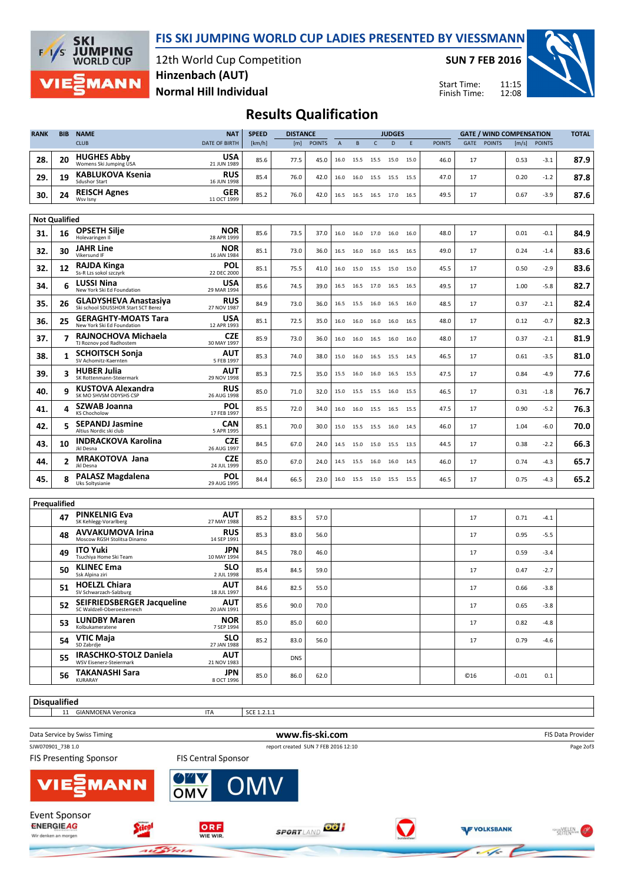# FIS SKI JUMPING WORLD CUP LADIES PRESENTED BY VIESSMANN

12th World Cup Competition
Hinzenbach (AUT)
Normal Hill Individual

SUN 7 FEB 2016

Start Time: 11:15
Finish Time: 12:08

## Results Qualification

| RANK | BIB | NAME / CLUB | NAT / DATE OF BIRTH | SPEED [km/h] | DISTANCE [m] | DISTANCE POINTS | A | B | C | D | E | JUDGES POINTS | GATE | GATE POINTS | WIND [m/s] | WIND POINTS | TOTAL |
|---|---|---|---|---|---|---|---|---|---|---|---|---|---|---|---|---|---|
| 28. | 20 | **HUGHES Abby** Womens Ski Jumping USA | **USA** 21 JUN 1989 | 85.6 | 77.5 | 45.0 | 16.0 | 15.5 | 15.5 | 15.0 | 15.0 | 46.0 | 17 | | 0.53 | -3.1 | **87.9** |
| 29. | 19 | **KABLUKOVA Ksenia** Sdushor Start | **RUS** 16 JUN 1998 | 85.4 | 76.0 | 42.0 | 16.0 | 16.0 | 15.5 | 15.5 | 15.5 | 47.0 | 17 | | 0.20 | -1.2 | **87.8** |
| 30. | 24 | **REISCH Agnes** Wsv Isny | **GER** 11 OCT 1999 | 85.2 | 76.0 | 42.0 | 16.5 | 16.5 | 16.5 | 17.0 | 16.5 | 49.5 | 17 | | 0.67 | -3.9 | **87.6** |

**Not Qualified**

| RANK | BIB | NAME / CLUB | NAT / DATE OF BIRTH | SPEED [km/h] | DISTANCE [m] | DISTANCE POINTS | A | B | C | D | E | JUDGES POINTS | GATE | GATE POINTS | WIND [m/s] | WIND POINTS | TOTAL |
|---|---|---|---|---|---|---|---|---|---|---|---|---|---|---|---|---|---|
| 31. | 16 | **OPSETH Silje** Holevaringen Il | **NOR** 28 APR 1999 | 85.6 | 73.5 | 37.0 | 16.0 | 16.0 | 17.0 | 16.0 | 16.0 | 48.0 | 17 | | 0.01 | -0.1 | **84.9** |
| 32. | 30 | **JAHR Line** Vikersund IF | **NOR** 16 JAN 1984 | 85.1 | 73.0 | 36.0 | 16.5 | 16.0 | 16.0 | 16.5 | 16.5 | 49.0 | 17 | | 0.24 | -1.4 | **83.6** |
| 32. | 12 | **RAJDA Kinga** Ss-R Lzs sokol szczyrk | **POL** 22 DEC 2000 | 85.1 | 75.5 | 41.0 | 16.0 | 15.0 | 15.5 | 15.0 | 15.0 | 45.5 | 17 | | 0.50 | -2.9 | **83.6** |
| 34. | 6 | **LUSSI Nina** New York Ski Ed Foundation | **USA** 29 MAR 1994 | 85.6 | 74.5 | 39.0 | 16.5 | 16.5 | 17.0 | 16.5 | 16.5 | 49.5 | 17 | | 1.00 | -5.8 | **82.7** |
| 35. | 26 | **GLADYSHEVA Anastasiya** Ski school SDUSSHOR Start SCT Berez | **RUS** 27 NOV 1987 | 84.9 | 73.0 | 36.0 | 16.5 | 15.5 | 16.0 | 16.5 | 16.0 | 48.5 | 17 | | 0.37 | -2.1 | **82.4** |
| 36. | 25 | **GERAGHTY-MOATS Tara** New York Ski Ed Foundation | **USA** 12 APR 1993 | 85.1 | 72.5 | 35.0 | 16.0 | 16.0 | 16.0 | 16.0 | 16.5 | 48.0 | 17 | | 0.12 | -0.7 | **82.3** |
| 37. | 7 | **RAJNOCHOVA Michaela** TJ Roznov pod Radhostem | **CZE** 30 MAY 1997 | 85.9 | 73.0 | 36.0 | 16.0 | 16.0 | 16.5 | 16.0 | 16.0 | 48.0 | 17 | | 0.37 | -2.1 | **81.9** |
| 38. | 1 | **SCHOITSCH Sonja** SV Achomitz-Kaernten | **AUT** 5 FEB 1997 | 85.3 | 74.0 | 38.0 | 15.0 | 16.0 | 16.5 | 15.5 | 14.5 | 46.5 | 17 | | 0.61 | -3.5 | **81.0** |
| 39. | 3 | **HUBER Julia** SK Rottenmann-Steiermark | **AUT** 29 NOV 1998 | 85.3 | 72.5 | 35.0 | 15.5 | 16.0 | 16.0 | 16.5 | 15.5 | 47.5 | 17 | | 0.84 | -4.9 | **77.6** |
| 40. | 9 | **KUSTOVA Alexandra** SK MO SHVSM ODYSHS CSP | **RUS** 26 AUG 1998 | 85.0 | 71.0 | 32.0 | 15.0 | 15.5 | 15.5 | 16.0 | 15.5 | 46.5 | 17 | | 0.31 | -1.8 | **76.7** |
| 41. | 4 | **SZWAB Joanna** KS Chocholow | **POL** 17 FEB 1997 | 85.5 | 72.0 | 34.0 | 16.0 | 16.0 | 15.5 | 16.5 | 15.5 | 47.5 | 17 | | 0.90 | -5.2 | **76.3** |
| 42. | 5 | **SEPANDJ Jasmine** Altius Nordic ski club | **CAN** 5 APR 1995 | 85.1 | 70.0 | 30.0 | 15.0 | 15.5 | 15.5 | 16.0 | 14.5 | 46.0 | 17 | | 1.04 | -6.0 | **70.0** |
| 43. | 10 | **INDRACKOVA Karolina** Jkl Desna | **CZE** 26 AUG 1997 | 84.5 | 67.0 | 24.0 | 14.5 | 15.0 | 15.0 | 15.5 | 13.5 | 44.5 | 17 | | 0.38 | -2.2 | **66.3** |
| 44. | 2 | **MRAKOTOVA Jana** Jkl Desna | **CZE** 24 JUL 1999 | 85.0 | 67.0 | 24.0 | 14.5 | 15.5 | 16.0 | 16.0 | 14.5 | 46.0 | 17 | | 0.74 | -4.3 | **65.7** |
| 45. | 8 | **PALASZ Magdalena** Uks Soltysianie | **POL** 29 AUG 1995 | 84.4 | 66.5 | 23.0 | 16.0 | 15.5 | 15.0 | 15.5 | 15.5 | 46.5 | 17 | | 0.75 | -4.3 | **65.2** |

**Prequalified**

| RANK | BIB | NAME / CLUB | NAT / DATE OF BIRTH | SPEED [km/h] | DISTANCE [m] | DISTANCE POINTS | A | B | C | D | E | JUDGES POINTS | GATE | GATE POINTS | WIND [m/s] | WIND POINTS | TOTAL |
|---|---|---|---|---|---|---|---|---|---|---|---|---|---|---|---|---|---|
| | 47 | **PINKELNIG Eva** SK Kehlegg-Vorarlberg | **AUT** 27 MAY 1988 | 85.2 | 83.5 | 57.0 | | | | | | | 17 | | 0.71 | -4.1 | |
| | 48 | **AVVAKUMOVA Irina** Moscow RGSH Stolitsa Dinamo | **RUS** 14 SEP 1991 | 85.3 | 83.0 | 56.0 | | | | | | | 17 | | 0.95 | -5.5 | |
| | 49 | **ITO Yuki** Tsuchiya Home Ski Team | **JPN** 10 MAY 1994 | 84.5 | 78.0 | 46.0 | | | | | | | 17 | | 0.59 | -3.4 | |
| | 50 | **KLINEC Ema** Ssk Alpina ziri | **SLO** 2 JUL 1998 | 85.4 | 84.5 | 59.0 | | | | | | | 17 | | 0.47 | -2.7 | |
| | 51 | **HOELZL Chiara** SV Schwarzach-Salzburg | **AUT** 18 JUL 1997 | 84.6 | 82.5 | 55.0 | | | | | | | 17 | | 0.66 | -3.8 | |
| | 52 | **SEIFRIEDSBERGER Jacqueline** SC Waldzell-Oberoesterreich | **AUT** 20 JAN 1991 | 85.6 | 90.0 | 70.0 | | | | | | | 17 | | 0.65 | -3.8 | |
| | 53 | **LUNDBY Maren** Kolbukameratene | **NOR** 7 SEP 1994 | 85.0 | 85.0 | 60.0 | | | | | | | 17 | | 0.82 | -4.8 | |
| | 54 | **VTIC Maja** SD Zabrdje | **SLO** 27 JAN 1988 | 85.2 | 83.0 | 56.0 | | | | | | | 17 | | 0.79 | -4.6 | |
| | 55 | **IRASCHKO-STOLZ Daniela** WSV Eisenerz-Steiermark | **AUT** 21 NOV 1983 | | DNS | | | | | | | | | | | | |
| | 56 | **TAKANASHI Sara** KURARAY | **JPN** 8 OCT 1996 | 85.0 | 86.0 | 62.0 | | | | | | | ©16 | | -0.01 | 0.1 | |

**Disqualified**

| BIB | NAME | NAT | |
|---|---|---|---|
| 11 | GIANMOENA Veronica | ITA | SCE 1.2.1.1 |

Data Service by Swiss Timing — www.fis-ski.com — FIS Data Provider

SJW070901_73B 1.0 — report created SUN 7 FEB 2016 12:10

FIS Presenting Sponsor: VIESSMANN

FIS Central Sponsor: OMV

Event Sponsor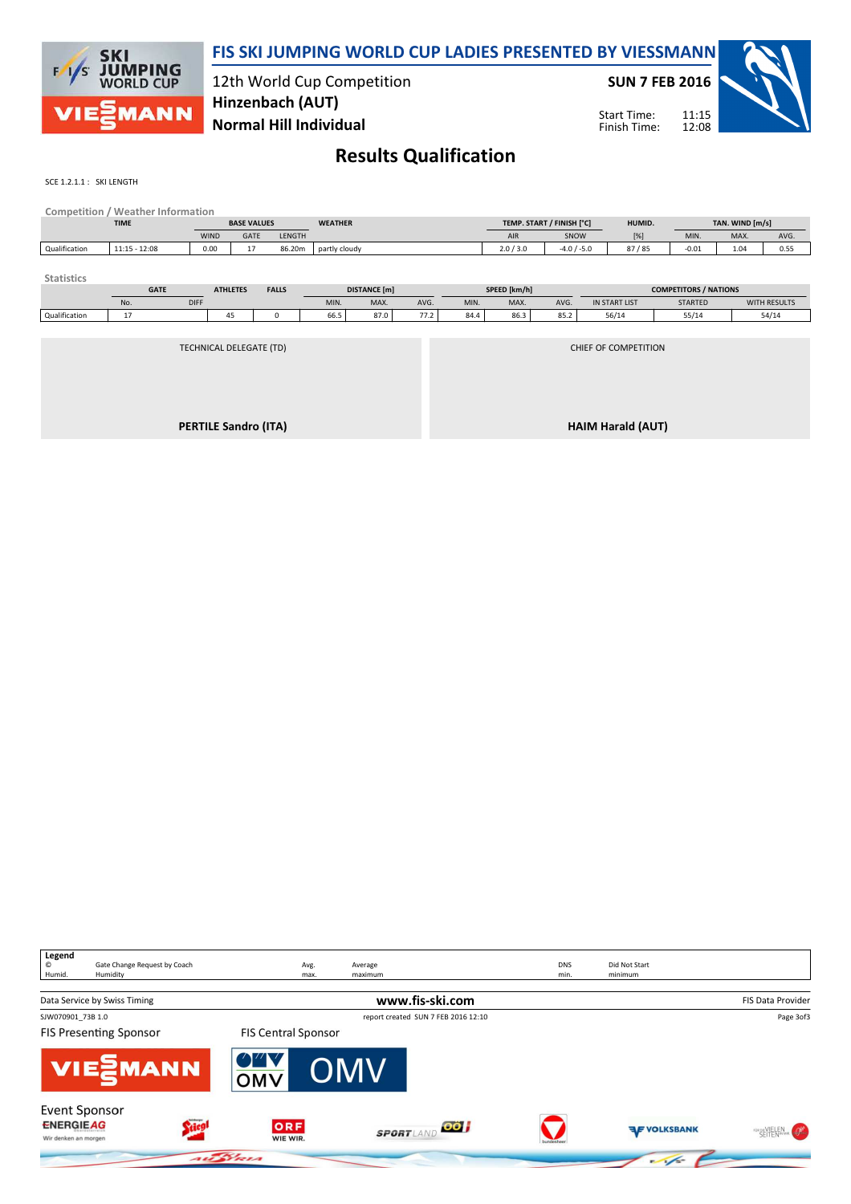# FIS SKI JUMPING WORLD CUP LADIES PRESENTED BY VIESSMANN

12th World Cup Competition
**Hinzenbach (AUT)**
**Normal Hill Individual**

**SUN 7 FEB 2016**

Start Time: 11:15
Finish Time: 12:08

## Results Qualification

SCE 1.2.1.1 : SKI LENGTH

### Competition / Weather Information

| | TIME | BASE VALUES | | | WEATHER | TEMP. START / FINISH [°C] | | HUMID. | TAN. WIND [m/s] | | |
|---|---|---|---|---|---|---|---|---|---|---|---|
| | | WIND | GATE | LENGTH | | AIR | SNOW | [%] | MIN. | MAX. | AVG. |
| Qualification | 11:15 - 12:08 | 0.00 | 17 | 86.20m | partly cloudy | 2.0 / 3.0 | -4.0 / -5.0 | 87 / 85 | -0.01 | 1.04 | 0.55 |

### Statistics

| | GATE | | ATHLETES | FALLS | DISTANCE [m] | | | SPEED [km/h] | | | COMPETITORS / NATIONS | | |
|---|---|---|---|---|---|---|---|---|---|---|---|---|---|
| | No. | DIFF | | | MIN. | MAX. | AVG. | MIN. | MAX. | AVG. | IN START LIST | STARTED | WITH RESULTS |
| Qualification | 17 | | 45 | 0 | 66.5 | 87.0 | 77.2 | 84.4 | 86.3 | 85.2 | 56/14 | 55/14 | 54/14 |

| TECHNICAL DELEGATE (TD) | CHIEF OF COMPETITION |
|---|---|
| **PERTILE Sandro (ITA)** | **HAIM Harald (AUT)** |

**Legend**

| | | | | | |
|---|---|---|---|---|---|
| © | Gate Change Request by Coach | Avg. | Average | DNS | Did Not Start |
| Humid. | Humidity | max. | maximum | min. | minimum |

Data Service by Swiss Timing — www.fis-ski.com — FIS Data Provider

SJW070901_73B 1.0 — report created SUN 7 FEB 2016 12:10

FIS Presenting Sponsor: VIESSMANN
FIS Central Sponsor: OMV
Event Sponsor